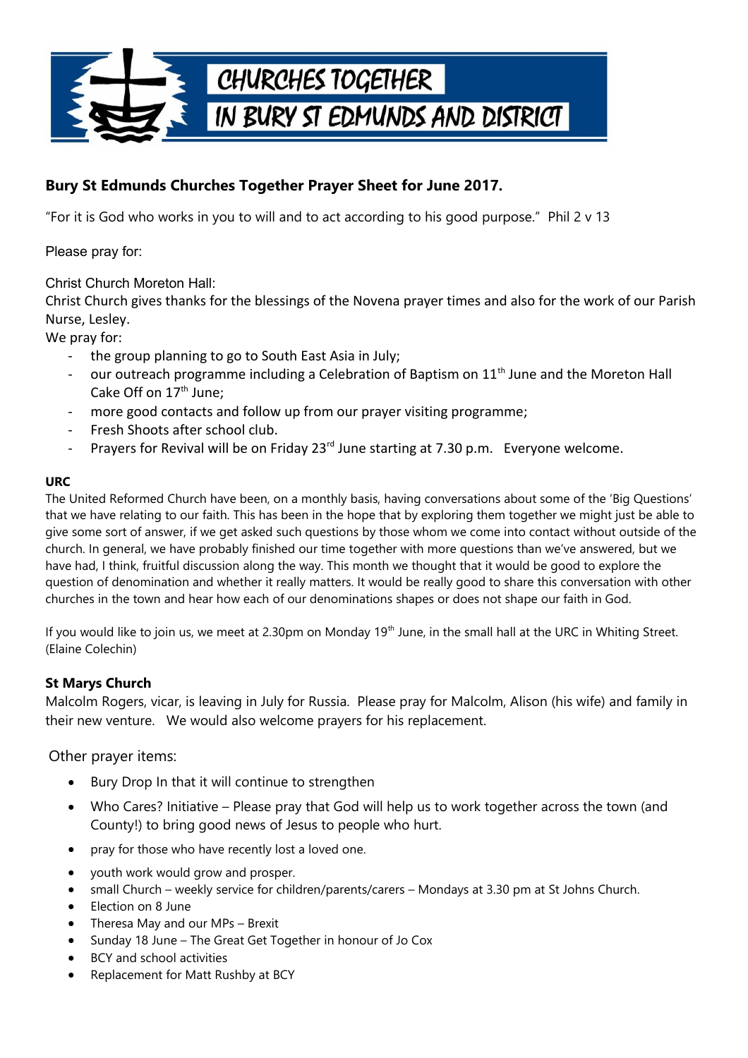CHURCHES TOGETHER

IN BURY ST EDMUNDS AND DISTRICT

## Bury St Edmunds Churches Together Prayer Sheet for June 2017.

"For it is God who works in you to will and to act according to his good purpose." Phil 2 v 13

Please pray for:

Christ Church Moreton Hall:

Christ Church gives thanks for the blessings of the Novena prayer times and also for the work of our Parish Nurse, Lesley.

We pray for:

- the group planning to go to South East Asia in July;
- our outreach programme including a Celebration of Baptism on 11th June and the Moreton Hall Cake Off on 17th June;
- more good contacts and follow up from our prayer visiting programme;
- Fresh Shoots after school club.
- Prayers for Revival will be on Friday 23rd June starting at 7.30 p.m. Everyone welcome.

**URC**

The United Reformed Church have been, on a monthly basis, having conversations about some of the 'Big Questions' that we have relating to our faith. This has been in the hope that by exploring them together we might just be able to give some sort of answer, if we get asked such questions by those whom we come into contact without outside of the church. In general, we have probably finished our time together with more questions than we've answered, but we have had, I think, fruitful discussion along the way. This month we thought that it would be good to explore the question of denomination and whether it really matters. It would be really good to share this conversation with other churches in the town and hear how each of our denominations shapes or does not shape our faith in God.

If you would like to join us, we meet at 2.30pm on Monday 19th June, in the small hall at the URC in Whiting Street. (Elaine Colechin)

**St Marys Church**

Malcolm Rogers, vicar, is leaving in July for Russia. Please pray for Malcolm, Alison (his wife) and family in their new venture. We would also welcome prayers for his replacement.

Other prayer items:

- Bury Drop In that it will continue to strengthen
- Who Cares? Initiative – Please pray that God will help us to work together across the town (and County!) to bring good news of Jesus to people who hurt.
- pray for those who have recently lost a loved one.
- youth work would grow and prosper.
- small Church – weekly service for children/parents/carers – Mondays at 3.30 pm at St Johns Church.
- Election on 8 June
- Theresa May and our MPs – Brexit
- Sunday 18 June – The Great Get Together in honour of Jo Cox
- BCY and school activities
- Replacement for Matt Rushby at BCY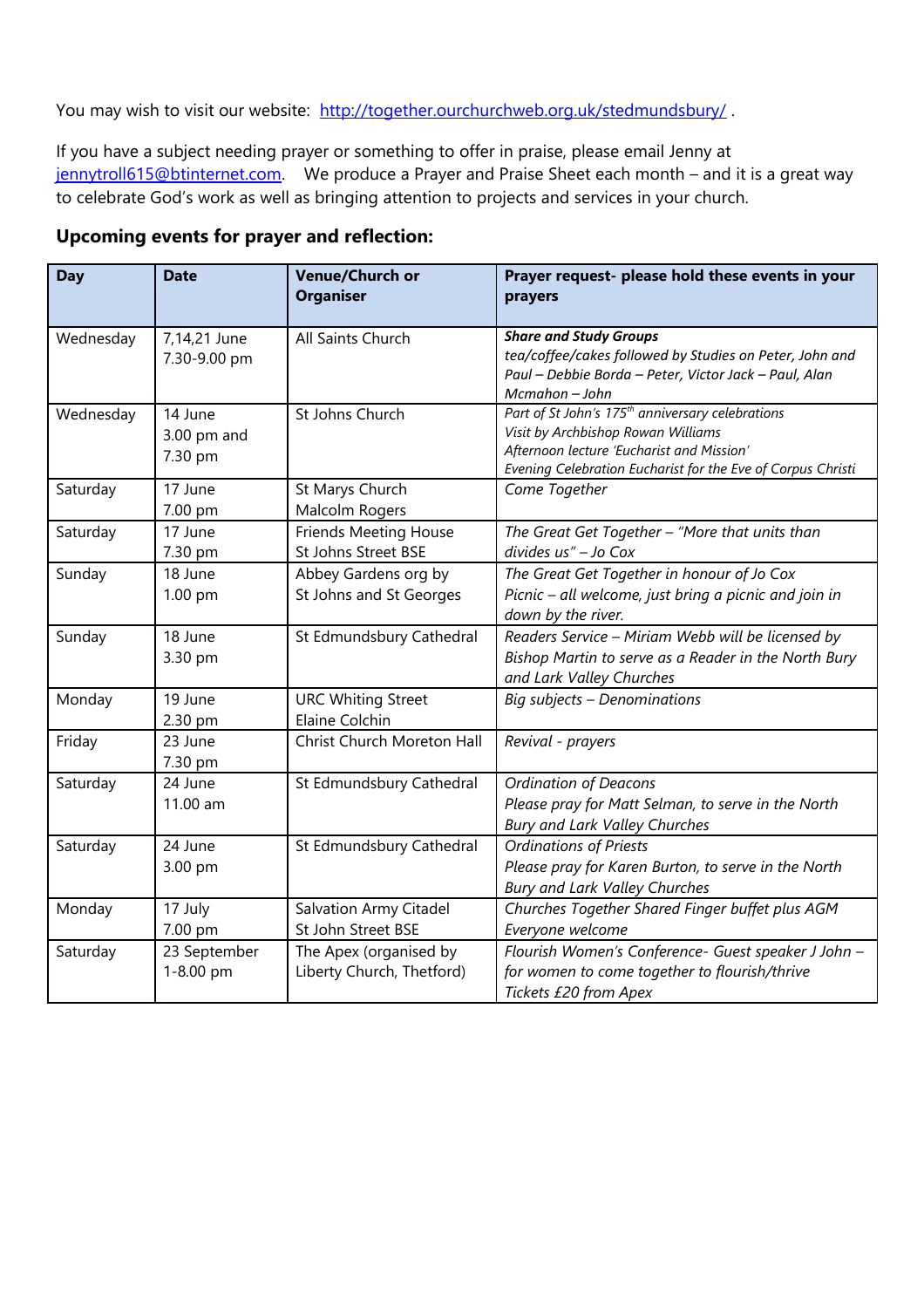You may wish to visit our website: http://together.ourchurchweb.org.uk/stedmundsbury/ .

If you have a subject needing prayer or something to offer in praise, please email Jenny at jennytroll615@btinternet.com. We produce a Prayer and Praise Sheet each month – and it is a great way to celebrate God's work as well as bringing attention to projects and services in your church.

## Upcoming events for prayer and reflection:

| Day | Date | Venue/Church or Organiser | Prayer request- please hold these events in your prayers |
|---|---|---|---|
| Wednesday | 7,14,21 June 7.30-9.00 pm | All Saints Church | ***Share and Study Groups*** *tea/coffee/cakes followed by Studies on Peter, John and Paul – Debbie Borda – Peter, Victor Jack – Paul, Alan Mcmahon – John* |
| Wednesday | 14 June 3.00 pm and 7.30 pm | St Johns Church | *Part of St John's 175th anniversary celebrations* *Visit by Archbishop Rowan Williams* *Afternoon lecture 'Eucharist and Mission'* *Evening Celebration Eucharist for the Eve of Corpus Christi* |
| Saturday | 17 June 7.00 pm | St Marys Church Malcolm Rogers | *Come Together* |
| Saturday | 17 June 7.30 pm | Friends Meeting House St Johns Street BSE | *The Great Get Together – "More that units than divides us" – Jo Cox* |
| Sunday | 18 June 1.00 pm | Abbey Gardens org by St Johns and St Georges | *The Great Get Together in honour of Jo Cox* *Picnic – all welcome, just bring a picnic and join in down by the river.* |
| Sunday | 18 June 3.30 pm | St Edmundsbury Cathedral | *Readers Service – Miriam Webb will be licensed by Bishop Martin to serve as a Reader in the North Bury and Lark Valley Churches* |
| Monday | 19 June 2.30 pm | URC Whiting Street Elaine Colchin | *Big subjects – Denominations* |
| Friday | 23 June 7.30 pm | Christ Church Moreton Hall | *Revival - prayers* |
| Saturday | 24 June 11.00 am | St Edmundsbury Cathedral | *Ordination of Deacons* *Please pray for Matt Selman, to serve in the North Bury and Lark Valley Churches* |
| Saturday | 24 June 3.00 pm | St Edmundsbury Cathedral | *Ordinations of Priests* *Please pray for Karen Burton, to serve in the North Bury and Lark Valley Churches* |
| Monday | 17 July 7.00 pm | Salvation Army Citadel St John Street BSE | *Churches Together Shared Finger buffet plus AGM* *Everyone welcome* |
| Saturday | 23 September 1-8.00 pm | The Apex (organised by Liberty Church, Thetford) | *Flourish Women's Conference- Guest speaker J John – for women to come together to flourish/thrive* *Tickets £20 from Apex* |